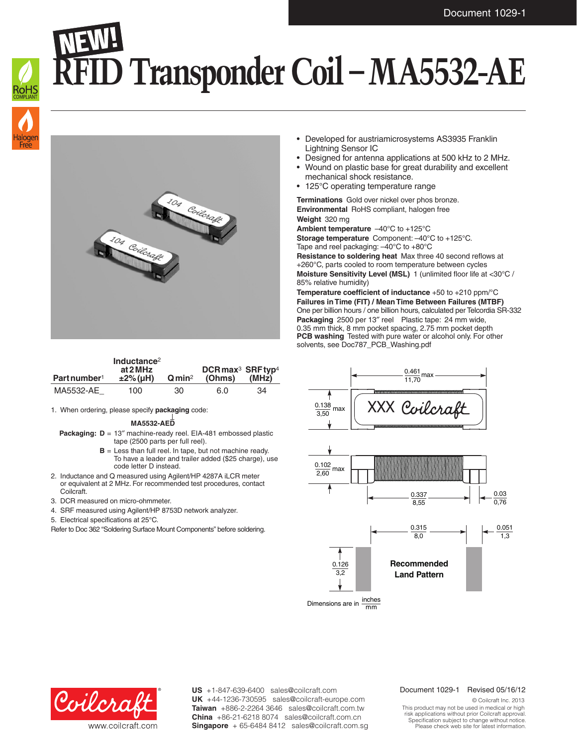# NEW! RFID Transponder Coil – MA5532-AE

- Developed for austriamicrosystems AS3935 Franklin Lightning Sensor IC
- Designed for antenna applications at 500 kHz to 2 MHz.
- Wound on plastic base for great durability and excellent mechanical shock resistance.
- 125°C operating temperature range

**Terminations** Gold over nickel over phos bronze.
**Environmental** RoHS compliant, halogen free
**Weight** 320 mg
**Ambient temperature** –40°C to +125°C
**Storage temperature** Component: –40°C to +125°C. Tape and reel packaging: –40°C to +80°C
**Resistance to soldering heat** Max three 40 second reflows at +260°C, parts cooled to room temperature between cycles
**Moisture Sensitivity Level (MSL)** 1 (unlimited floor life at <30°C / 85% relative humidity)
**Temperature coefficient of inductance** +50 to +210 ppm/°C
**Failures in Time (FIT) / Mean Time Between Failures (MTBF)** One per billion hours / one billion hours, calculated per Telcordia SR-332
**Packaging** 2500 per 13″ reel Plastic tape: 24 mm wide, 0.35 mm thick, 8 mm pocket spacing, 2.75 mm pocket depth
**PCB washing** Tested with pure water or alcohol only. For other solvents, see Doc787_PCB_Washing.pdf

| Part number[1] | Inductance[2] at 2 MHz ±2% (µH) | Q min[2] | DCR max[3] (Ohms) | SRF typ[4] (MHz) |
|---|---|---|---|---|
| MA5532-AE_ | 100 | 30 | 6.0 | 34 |

1. When ordering, please specify **packaging** code:

   **MA5532-AED**

   **Packaging:** **D** = 13″ machine-ready reel. EIA-481 embossed plastic tape (2500 parts per full reel).

   **B** = Less than full reel. In tape, but not machine ready. To have a leader and trailer added ($25 charge), use code letter D instead.
2. Inductance and Q measured using Agilent/HP 4287A iLCR meter or equivalent at 2 MHz. For recommended test procedures, contact Coilcraft.
3. DCR measured on micro-ohmmeter.
4. SRF measured using Agilent/HP 8753D network analyzer.
5. Electrical specifications at 25°C.

Refer to Doc 362 "Soldering Surface Mount Components" before soldering.

Dimensions (inches / mm): 0.461 max / 11,70; 0.138 max / 3,50; 0.102 max / 2,60; 0.337 / 8,55; 0.03 / 0,76

Recommended Land Pattern: 0.315 / 8,0; 0.051 / 1,3; 0.126 / 3,2

Dimensions are in inches / mm

US +1-847-639-6400 sales@coilcraft.com
UK +44-1236-730595 sales@coilcraft-europe.com
Taiwan +886-2-2264 3646 sales@coilcraft.com.tw
China +86-21-6218 8074 sales@coilcraft.com.cn
Singapore + 65-6484 8412 sales@coilcraft.com.sg

www.coilcraft.com

Document 1029-1 Revised 05/16/12

© Coilcraft Inc. 2013
This product may not be used in medical or high risk applications without prior Coilcraft approval. Specification subject to change without notice. Please check web site for latest information.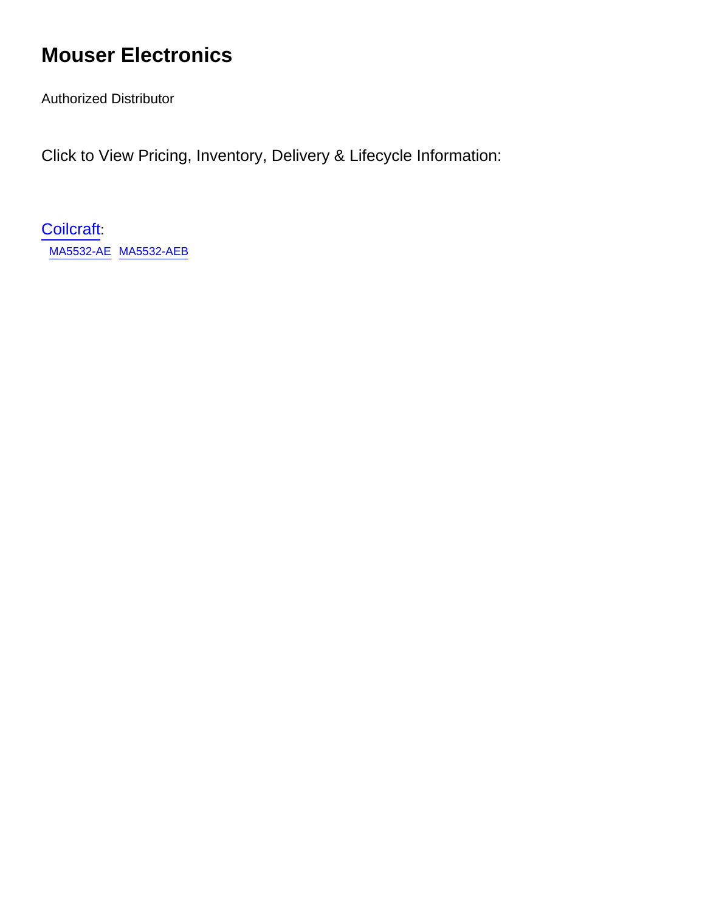# Mouser Electronics

Authorized Distributor

Click to View Pricing, Inventory, Delivery & Lifecycle Information:

Coilcraft:

MA5532-AE MA5532-AEB